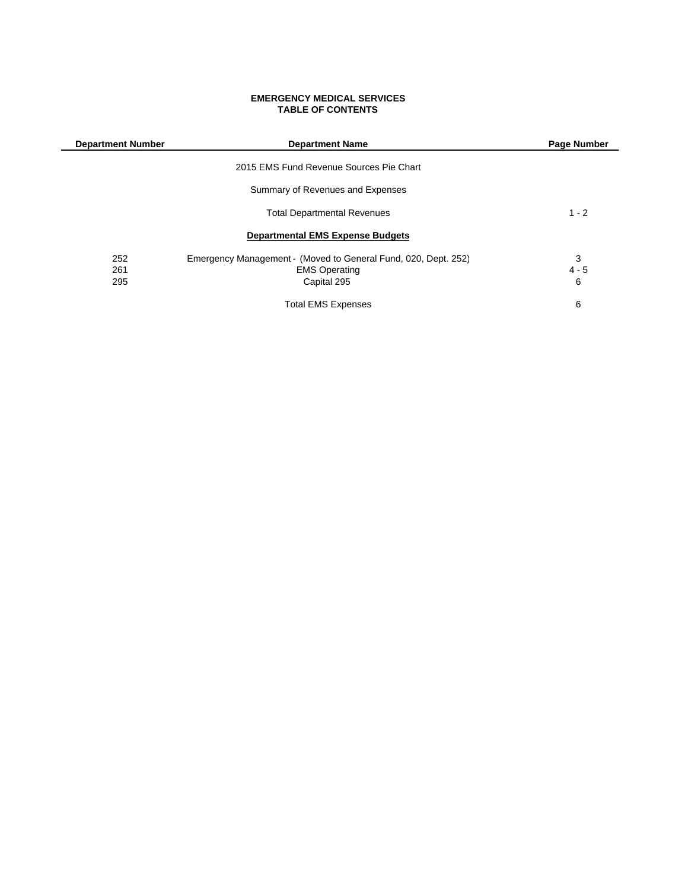# EMERGENCY MEDICAL SERVICES
## TABLE OF CONTENTS

| Department Number | Department Name | Page Number |
|---|---|---|
| | 2015 EMS Fund Revenue Sources Pie Chart | |
| | Summary of Revenues and Expenses | |
| | Total Departmental Revenues | 1 - 2 |
| | **Departmental EMS Expense Budgets** | |
| 252 | Emergency Management - (Moved to General Fund, 020, Dept. 252) | 3 |
| 261 | EMS Operating | 4 - 5 |
| 295 | Capital 295 | 6 |
| | Total EMS Expenses | 6 |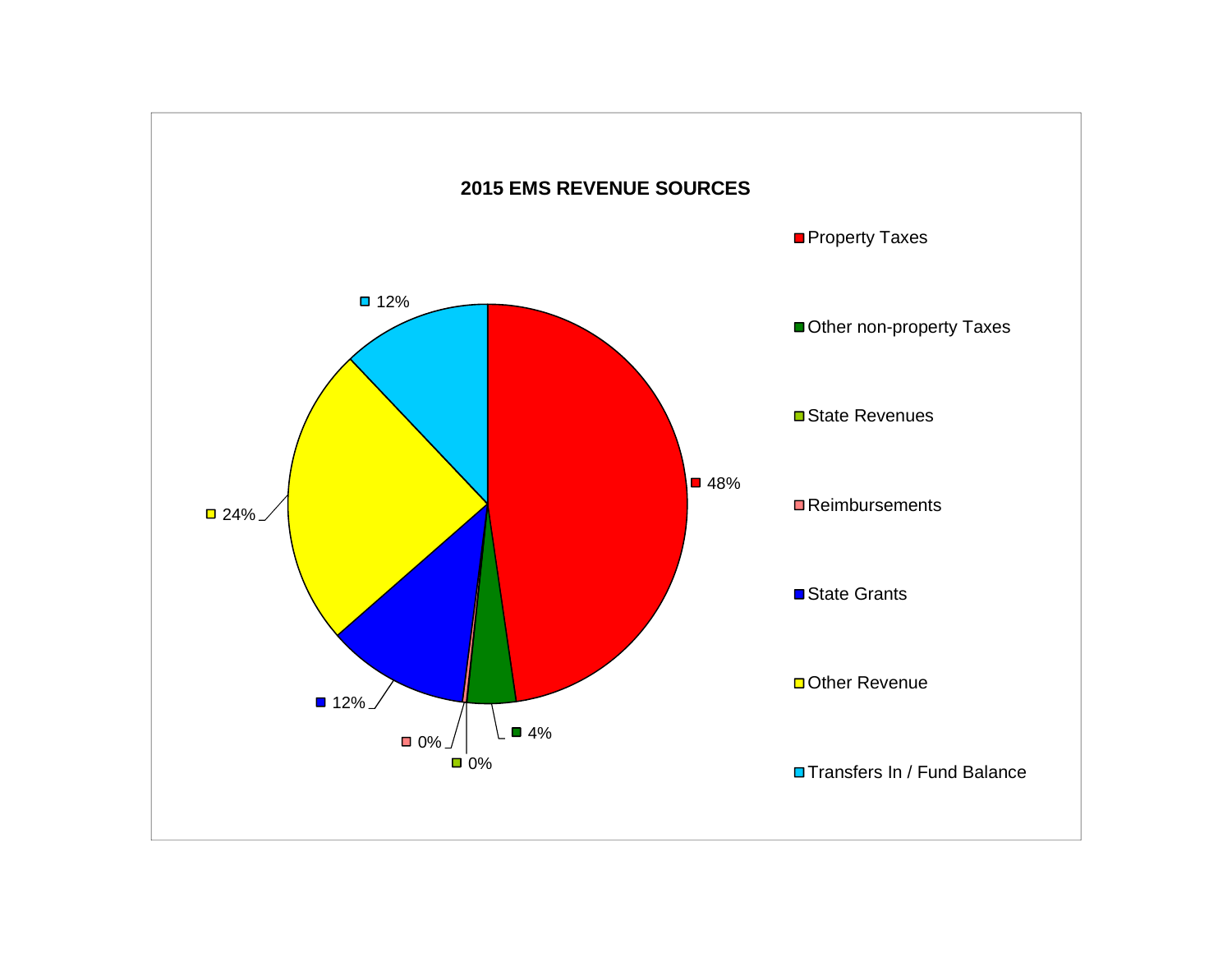**2015 EMS REVENUE SOURCES**

| Source | Percentage |
|---|---|
| Property Taxes | 48% |
| Other non-property Taxes | 4% |
| State Revenues | 0% |
| Reimbursements | 0% |
| State Grants | 12% |
| Other Revenue | 24% |
| Transfers In / Fund Balance | 12% |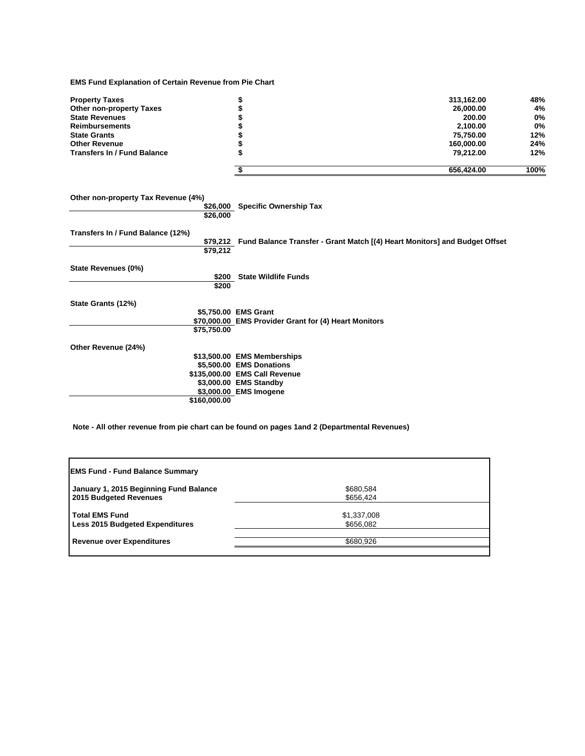**EMS Fund Explanation of Certain Revenue from Pie Chart**

| | | | |
|---|---|---|---|
| **Property Taxes** | **$** | **313,162.00** | **48%** |
| **Other non-property Taxes** | **$** | **26,000.00** | **4%** |
| **State Revenues** | **$** | **200.00** | **0%** |
| **Reimbursements** | **$** | **2,100.00** | **0%** |
| **State Grants** | **$** | **75,750.00** | **12%** |
| **Other Revenue** | **$** | **160,000.00** | **24%** |
| **Transfers In / Fund Balance** | **$** | **79,212.00** | **12%** |
| | **$** | **656,424.00** | **100%** |

**Other non-property Tax Revenue (4%)**

| | |
|---|---|
| **$26,000** | **Specific Ownership Tax** |
| **$26,000** | |

**Transfers In / Fund Balance (12%)**

| | |
|---|---|
| **$79,212** | **Fund Balance Transfer - Grant Match [(4) Heart Monitors] and Budget Offset** |
| **$79,212** | |

**State Revenues (0%)**

| | |
|---|---|
| **$200** | **State Wildlife Funds** |
| **$200** | |

**State Grants (12%)**

| | |
|---|---|
| **$5,750.00** | **EMS Grant** |
| **$70,000.00** | **EMS Provider Grant for (4) Heart Monitors** |
| **$75,750.00** | |

**Other Revenue (24%)**

| | |
|---|---|
| **$13,500.00** | **EMS Memberships** |
| **$5,500.00** | **EMS Donations** |
| **$135,000.00** | **EMS Call Revenue** |
| **$3,000.00** | **EMS Standby** |
| **$3,000.00** | **EMS Imogene** |
| **$160,000.00** | |

**Note - All other revenue from pie chart can be found on pages 1and 2 (Departmental Revenues)**

| **EMS Fund - Fund Balance Summary** | |
|---|---|
| **January 1, 2015 Beginning Fund Balance** | $680,584 |
| **2015 Budgeted Revenues** | $656,424 |
| **Total EMS Fund** | $1,337,008 |
| **Less 2015 Budgeted Expenditures** | $656,082 |
| **Revenue over Expenditures** | $680,926 |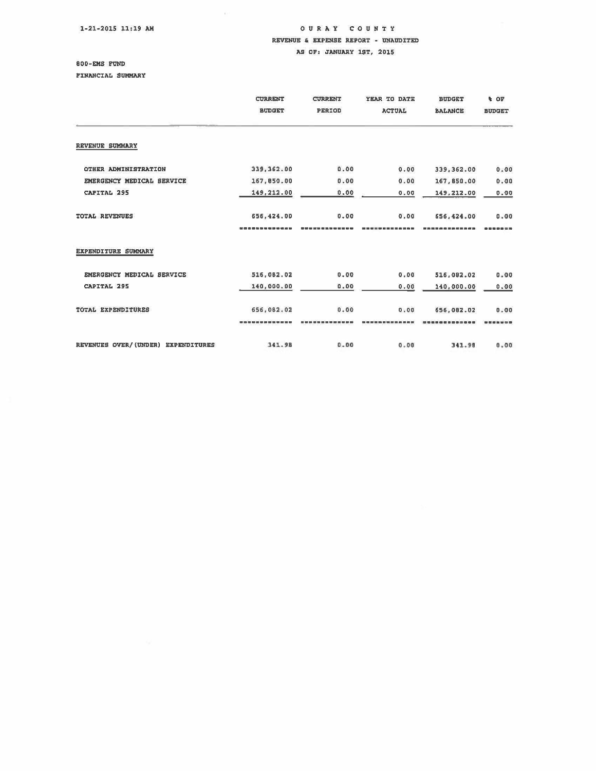1-21-2015 11:19 AM

# OURAY COUNTY

## REVENUE & EXPENSE REPORT - UNAUDITED

AS OF: JANUARY 1ST, 2015

800-EMS FUND

FINANCIAL SUMMARY

| | CURRENT BUDGET | CURRENT PERIOD | YEAR TO DATE ACTUAL | BUDGET BALANCE | % OF BUDGET |
|---|---|---|---|---|---|
| **REVENUE SUMMARY** | | | | | |
| OTHER ADMINISTRATION | 339,362.00 | 0.00 | 0.00 | 339,362.00 | 0.00 |
| EMERGENCY MEDICAL SERVICE | 167,850.00 | 0.00 | 0.00 | 167,850.00 | 0.00 |
| CAPITAL 295 | 149,212.00 | 0.00 | 0.00 | 149,212.00 | 0.00 |
| TOTAL REVENUES | 656,424.00 | 0.00 | 0.00 | 656,424.00 | 0.00 |
| **EXPENDITURE SUMMARY** | | | | | |
| EMERGENCY MEDICAL SERVICE | 516,082.02 | 0.00 | 0.00 | 516,082.02 | 0.00 |
| CAPITAL 295 | 140,000.00 | 0.00 | 0.00 | 140,000.00 | 0.00 |
| TOTAL EXPENDITURES | 656,082.02 | 0.00 | 0.00 | 656,082.02 | 0.00 |
| REVENUES OVER/(UNDER) EXPENDITURES | 341.98 | 0.00 | 0.00 | 341.98 | 0.00 |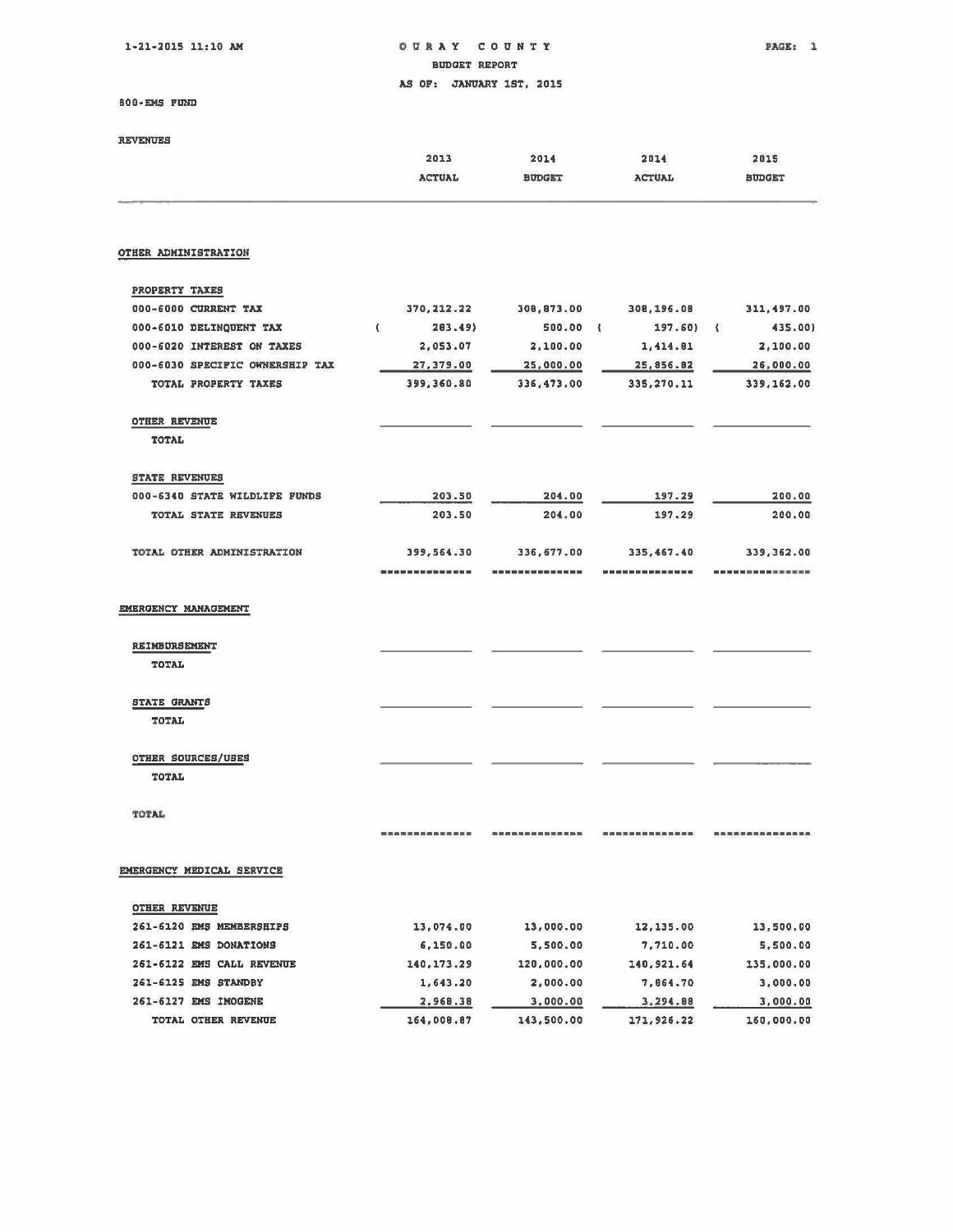1-21-2015 11:10 AM

# OURAY COUNTY

BUDGET REPORT

AS OF: JANUARY 1ST, 2015

800-EMS FUND

REVENUES

| | 2013 ACTUAL | 2014 BUDGET | 2014 ACTUAL | 2015 BUDGET |
|---|---|---|---|---|
| **OTHER ADMINISTRATION** | | | | |
| PROPERTY TAXES | | | | |
| 000-6000 CURRENT TAX | 370,212.22 | 308,873.00 | 308,196.08 | 311,497.00 |
| 000-6010 DELINQUENT TAX | ( 283.49) | 500.00 | ( 197.60) | ( 435.00) |
| 000-6020 INTEREST ON TAXES | 2,053.07 | 2,100.00 | 1,414.81 | 2,100.00 |
| 000-6030 SPECIFIC OWNERSHIP TAX | 27,379.00 | 25,000.00 | 25,856.82 | 26,000.00 |
| TOTAL PROPERTY TAXES | 399,360.80 | 336,473.00 | 335,270.11 | 339,162.00 |
| OTHER REVENUE | | | | |
| TOTAL | | | | |
| STATE REVENUES | | | | |
| 000-6340 STATE WILDLIFE FUNDS | 203.50 | 204.00 | 197.29 | 200.00 |
| TOTAL STATE REVENUES | 203.50 | 204.00 | 197.29 | 200.00 |
| TOTAL OTHER ADMINISTRATION | 399,564.30 | 336,677.00 | 335,467.40 | 339,362.00 |
| **EMERGENCY MANAGEMENT** | | | | |
| REIMBURSEMENT | | | | |
| TOTAL | | | | |
| STATE GRANTS | | | | |
| TOTAL | | | | |
| OTHER SOURCES/USES | | | | |
| TOTAL | | | | |
| TOTAL | | | | |
| **EMERGENCY MEDICAL SERVICE** | | | | |
| OTHER REVENUE | | | | |
| 261-6120 EMS MEMBERSHIPS | 13,074.00 | 13,000.00 | 12,135.00 | 13,500.00 |
| 261-6121 EMS DONATIONS | 6,150.00 | 5,500.00 | 7,710.00 | 5,500.00 |
| 261-6122 EMS CALL REVENUE | 140,173.29 | 120,000.00 | 140,921.64 | 135,000.00 |
| 261-6125 EMS STANDBY | 1,643.20 | 2,000.00 | 7,864.70 | 3,000.00 |
| 261-6127 EMS IMOGENE | 2,968.38 | 3,000.00 | 3,294.88 | 3,000.00 |
| TOTAL OTHER REVENUE | 164,008.87 | 143,500.00 | 171,926.22 | 160,000.00 |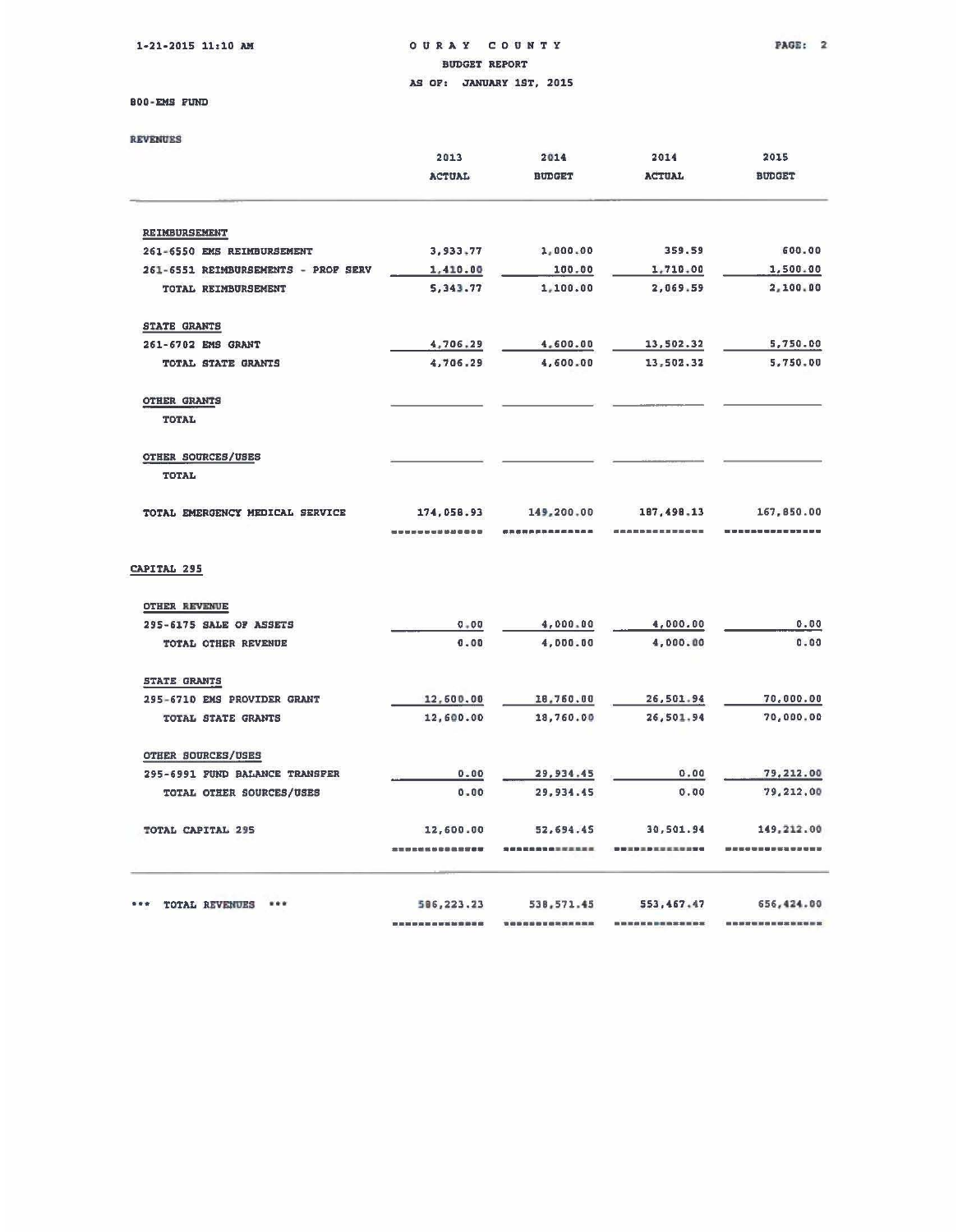# OURAY COUNTY

## BUDGET REPORT

AS OF: JANUARY 1ST, 2015

1-21-2015 11:10 AM

800-EMS FUND

### REVENUES

| | 2013 ACTUAL | 2014 BUDGET | 2014 ACTUAL | 2015 BUDGET |
|---|---|---|---|---|
| **REIMBURSEMENT** | | | | |
| 261-6550 EMS REIMBURSEMENT | 3,933.77 | 1,000.00 | 359.59 | 600.00 |
| 261-6551 REIMBURSEMENTS - PROF SERV | 1,410.00 | 100.00 | 1,710.00 | 1,500.00 |
| TOTAL REIMBURSEMENT | 5,343.77 | 1,100.00 | 2,069.59 | 2,100.00 |
| **STATE GRANTS** | | | | |
| 261-6702 EMS GRANT | 4,706.29 | 4,600.00 | 13,502.32 | 5,750.00 |
| TOTAL STATE GRANTS | 4,706.29 | 4,600.00 | 13,502.32 | 5,750.00 |
| **OTHER GRANTS** | | | | |
| TOTAL | | | | |
| **OTHER SOURCES/USES** | | | | |
| TOTAL | | | | |
| TOTAL EMERGENCY MEDICAL SERVICE | 174,058.93 | 149,200.00 | 187,498.13 | 167,850.00 |
| **CAPITAL 295** | | | | |
| **OTHER REVENUE** | | | | |
| 295-6175 SALE OF ASSETS | 0.00 | 4,000.00 | 4,000.00 | 0.00 |
| TOTAL OTHER REVENUE | 0.00 | 4,000.00 | 4,000.00 | 0.00 |
| **STATE GRANTS** | | | | |
| 295-6710 EMS PROVIDER GRANT | 12,600.00 | 18,760.00 | 26,501.94 | 70,000.00 |
| TOTAL STATE GRANTS | 12,600.00 | 18,760.00 | 26,501.94 | 70,000.00 |
| **OTHER SOURCES/USES** | | | | |
| 295-6991 FUND BALANCE TRANSFER | 0.00 | 29,934.45 | 0.00 | 79,212.00 |
| TOTAL OTHER SOURCES/USES | 0.00 | 29,934.45 | 0.00 | 79,212.00 |
| TOTAL CAPITAL 295 | 12,600.00 | 52,694.45 | 30,501.94 | 149,212.00 |
| *** TOTAL REVENUES *** | 586,223.23 | 538,571.45 | 553,467.47 | 656,424.00 |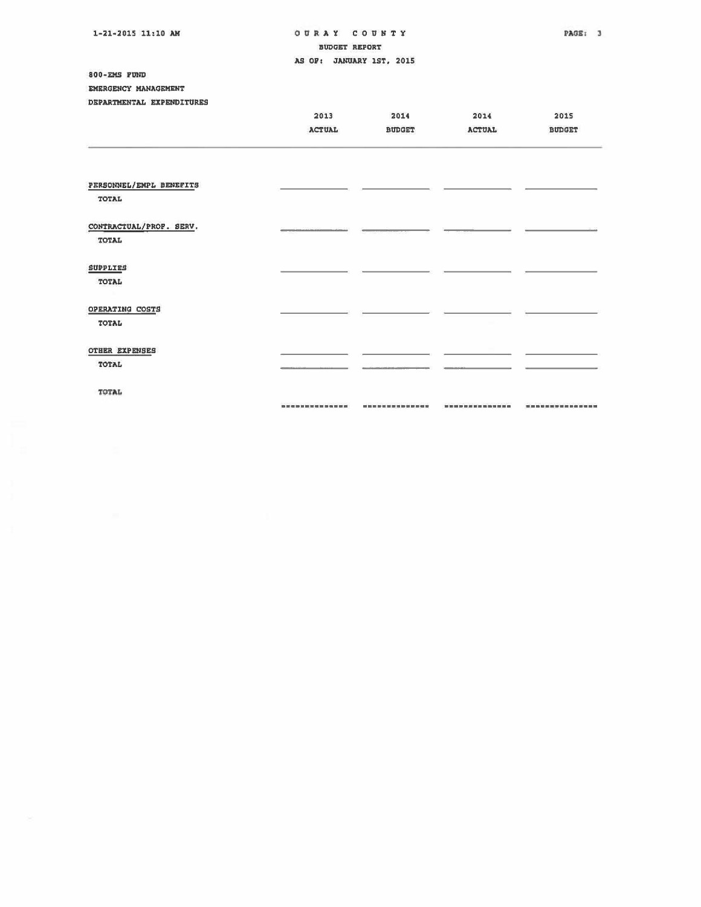OURAY COUNTY
BUDGET REPORT
AS OF: JANUARY 1ST, 2015

800-EMS FUND
EMERGENCY MANAGEMENT
DEPARTMENTAL EXPENDITURES

| | 2013 ACTUAL | 2014 BUDGET | 2014 ACTUAL | 2015 BUDGET |
|---|---|---|---|---|
| PERSONNEL/EMPL BENEFITS | | | | |
| TOTAL | | | | |
| CONTRACTUAL/PROF. SERV. | | | | |
| TOTAL | | | | |
| SUPPLIES | | | | |
| TOTAL | | | | |
| OPERATING COSTS | | | | |
| TOTAL | | | | |
| OTHER EXPENSES | | | | |
| TOTAL | | | | |
| TOTAL | | | | |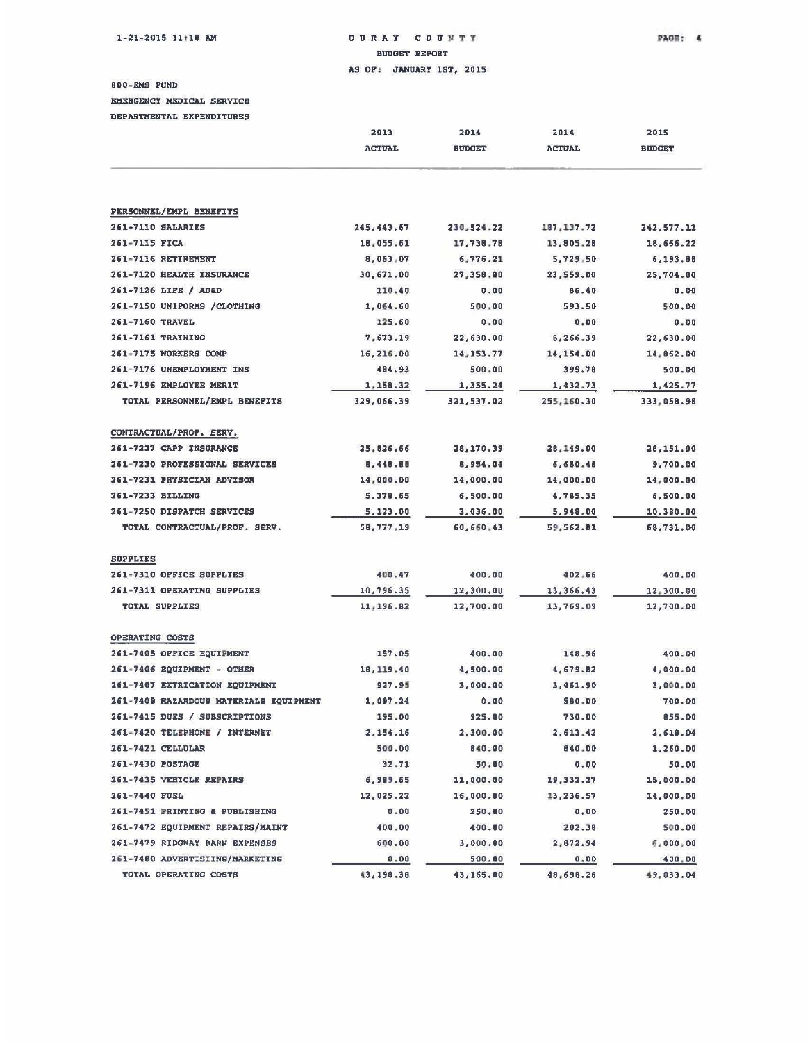1-21-2015 11:10 AM

# OURAY COUNTY
## BUDGET REPORT
### AS OF: JANUARY 1ST, 2015

800-EMS FUND
EMERGENCY MEDICAL SERVICE
DEPARTMENTAL EXPENDITURES

| | 2013 ACTUAL | 2014 BUDGET | 2014 ACTUAL | 2015 BUDGET |
|---|---|---|---|---|
| **PERSONNEL/EMPL BENEFITS** | | | | |
| 261-7110 SALARIES | 245,443.67 | 230,524.22 | 187,137.72 | 242,577.11 |
| 261-7115 FICA | 18,055.61 | 17,738.78 | 13,805.28 | 18,666.22 |
| 261-7116 RETIREMENT | 8,063.07 | 6,776.21 | 5,729.50 | 6,193.88 |
| 261-7120 HEALTH INSURANCE | 30,671.00 | 27,358.80 | 23,559.00 | 25,704.00 |
| 261-7126 LIFE / AD&D | 110.40 | 0.00 | 86.40 | 0.00 |
| 261-7150 UNIFORMS /CLOTHING | 1,064.60 | 500.00 | 593.50 | 500.00 |
| 261-7160 TRAVEL | 125.60 | 0.00 | 0.00 | 0.00 |
| 261-7161 TRAINING | 7,673.19 | 22,630.00 | 8,266.39 | 22,630.00 |
| 261-7175 WORKERS COMP | 16,216.00 | 14,153.77 | 14,154.00 | 14,862.00 |
| 261-7176 UNEMPLOYMENT INS | 484.93 | 500.00 | 395.78 | 500.00 |
| 261-7196 EMPLOYEE MERIT | 1,158.32 | 1,355.24 | 1,432.73 | 1,425.77 |
| TOTAL PERSONNEL/EMPL BENEFITS | 329,066.39 | 321,537.02 | 255,160.30 | 333,058.98 |
| **CONTRACTUAL/PROF. SERV.** | | | | |
| 261-7227 CAPP INSURANCE | 25,826.66 | 28,170.39 | 28,149.00 | 28,151.00 |
| 261-7230 PROFESSIONAL SERVICES | 8,448.88 | 8,954.04 | 6,680.46 | 9,700.00 |
| 261-7231 PHYSICIAN ADVISOR | 14,000.00 | 14,000.00 | 14,000.00 | 14,000.00 |
| 261-7233 BILLING | 5,378.65 | 6,500.00 | 4,785.35 | 6,500.00 |
| 261-7250 DISPATCH SERVICES | 5,123.00 | 3,036.00 | 5,948.00 | 10,380.00 |
| TOTAL CONTRACTUAL/PROF. SERV. | 58,777.19 | 60,660.43 | 59,562.81 | 68,731.00 |
| **SUPPLIES** | | | | |
| 261-7310 OFFICE SUPPLIES | 400.47 | 400.00 | 402.66 | 400.00 |
| 261-7311 OPERATING SUPPLIES | 10,796.35 | 12,300.00 | 13,366.43 | 12,300.00 |
| TOTAL SUPPLIES | 11,196.82 | 12,700.00 | 13,769.09 | 12,700.00 |
| **OPERATING COSTS** | | | | |
| 261-7405 OFFICE EQUIPMENT | 157.05 | 400.00 | 148.96 | 400.00 |
| 261-7406 EQUIPMENT - OTHER | 18,119.40 | 4,500.00 | 4,679.82 | 4,000.00 |
| 261-7407 EXTRICATION EQUIPMENT | 927.95 | 3,000.00 | 3,461.90 | 3,000.00 |
| 261-7408 HAZARDOUS MATERIALS EQUIPMENT | 1,097.24 | 0.00 | 580.00 | 700.00 |
| 261-7415 DUES / SUBSCRIPTIONS | 195.00 | 925.00 | 730.00 | 855.00 |
| 261-7420 TELEPHONE / INTERNET | 2,154.16 | 2,300.00 | 2,613.42 | 2,618.04 |
| 261-7421 CELLULAR | 500.00 | 840.00 | 840.00 | 1,260.00 |
| 261-7430 POSTAGE | 32.71 | 50.00 | 0.00 | 50.00 |
| 261-7435 VEHICLE REPAIRS | 6,989.65 | 11,000.00 | 19,332.27 | 15,000.00 |
| 261-7440 FUEL | 12,025.22 | 16,000.00 | 13,236.57 | 14,000.00 |
| 261-7451 PRINTING & PUBLISHING | 0.00 | 250.00 | 0.00 | 250.00 |
| 261-7472 EQUIPMENT REPAIRS/MAINT | 400.00 | 400.00 | 202.38 | 500.00 |
| 261-7479 RIDGWAY BARN EXPENSES | 600.00 | 3,000.00 | 2,872.94 | 6,000.00 |
| 261-7480 ADVERTISIING/MARKETING | 0.00 | 500.00 | 0.00 | 400.00 |
| TOTAL OPERATING COSTS | 43,198.38 | 43,165.00 | 48,698.26 | 49,033.04 |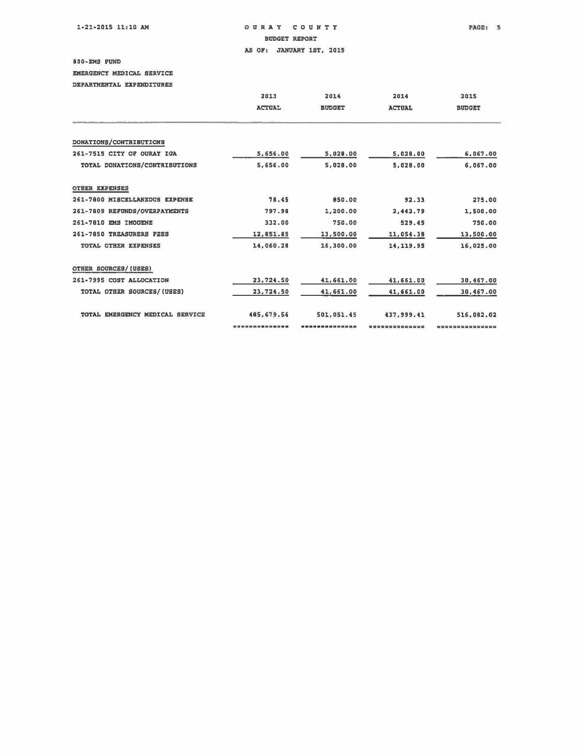# OURAY COUNTY

BUDGET REPORT

AS OF: JANUARY 1ST, 2015

800-EMS FUND

EMERGENCY MEDICAL SERVICE

DEPARTMENTAL EXPENDITURES

| | 2013 ACTUAL | 2014 BUDGET | 2014 ACTUAL | 2015 BUDGET |
|---|---|---|---|---|
| **DONATIONS/CONTRIBUTIONS** | | | | |
| 261-7515 CITY OF OURAY IGA | 5,656.00 | 5,028.00 | 5,028.00 | 6,067.00 |
| TOTAL DONATIONS/CONTRIBUTIONS | 5,656.00 | 5,028.00 | 5,028.00 | 6,067.00 |
| **OTHER EXPENSES** | | | | |
| 261-7800 MISCELLANEOUS EXPENSE | 78.45 | 850.00 | 92.33 | 275.00 |
| 261-7809 REFUNDS/OVERPAYMENTS | 797.98 | 1,200.00 | 2,443.79 | 1,500.00 |
| 261-7810 EMS IMOGENE | 332.00 | 750.00 | 529.45 | 750.00 |
| 261-7850 TREASURERS FEES | 12,851.85 | 13,500.00 | 11,054.38 | 13,500.00 |
| TOTAL OTHER EXPENSES | 14,060.28 | 16,300.00 | 14,119.95 | 16,025.00 |
| **OTHER SOURCES/(USES)** | | | | |
| 261-7995 COST ALLOCATION | 23,724.50 | 41,661.00 | 41,661.00 | 30,467.00 |
| TOTAL OTHER SOURCES/(USES) | 23,724.50 | 41,661.00 | 41,661.00 | 30,467.00 |
| TOTAL EMERGENCY MEDICAL SERVICE | 485,679.56 | 501,051.45 | 437,999.41 | 516,082.02 |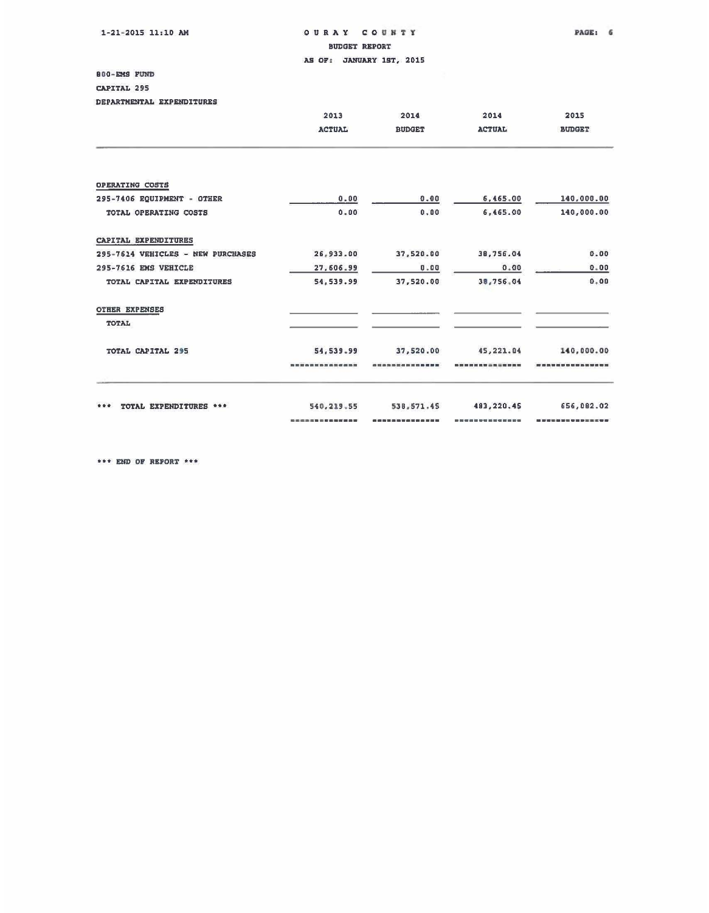1-21-2015 11:10 AM

# OURAY COUNTY

BUDGET REPORT

AS OF: JANUARY 1ST, 2015

800-EMS FUND

CAPITAL 295

DEPARTMENTAL EXPENDITURES

| | 2013 ACTUAL | 2014 BUDGET | 2014 ACTUAL | 2015 BUDGET |
|---|---|---|---|---|
| OPERATING COSTS | | | | |
| 295-7406 EQUIPMENT - OTHER | 0.00 | 0.00 | 6,465.00 | 140,000.00 |
| TOTAL OPERATING COSTS | 0.00 | 0.00 | 6,465.00 | 140,000.00 |
| CAPITAL EXPENDITURES | | | | |
| 295-7614 VEHICLES - NEW PURCHASES | 26,933.00 | 37,520.00 | 38,756.04 | 0.00 |
| 295-7616 EMS VEHICLE | 27,606.99 | 0.00 | 0.00 | 0.00 |
| TOTAL CAPITAL EXPENDITURES | 54,539.99 | 37,520.00 | 38,756.04 | 0.00 |
| OTHER EXPENSES | | | | |
| TOTAL | | | | |
| TOTAL CAPITAL 295 | 54,539.99 | 37,520.00 | 45,221.04 | 140,000.00 |
| *** TOTAL EXPENDITURES *** | 540,219.55 | 538,571.45 | 483,220.45 | 656,082.02 |

*** END OF REPORT ***